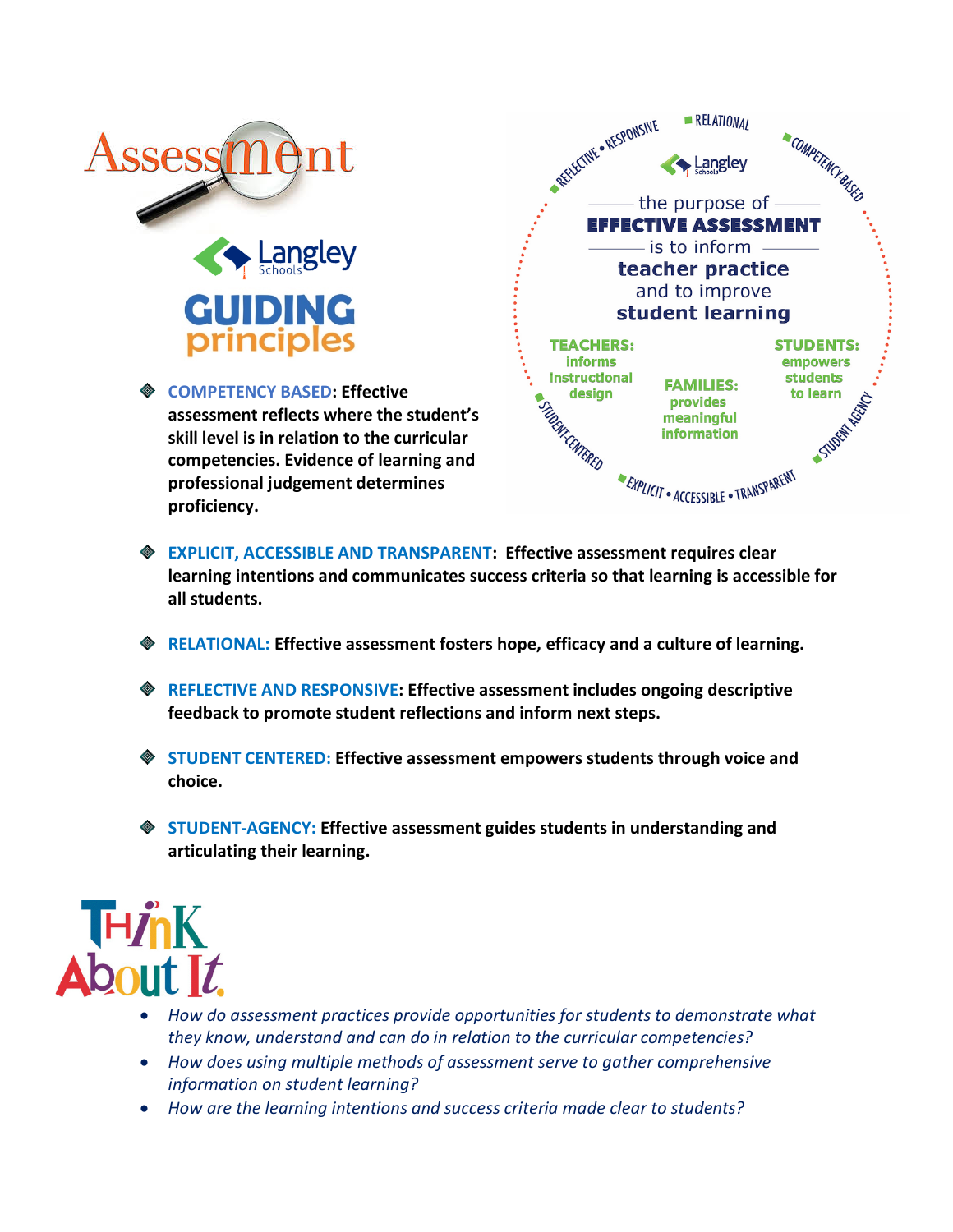# Assessment

Langley Schools

## GUIDING principles

the purpose of **EFFECTIVE ASSESSMENT** is to inform **teacher practice** and to improve **student learning**

**TEACHERS:** informs instructional design

**FAMILIES:** provides meaningful information

**STUDENTS:** empowers students to learn

RELATIONAL • COMPETENCY-BASED • STUDENT AGENCY • EXPLICIT • ACCESSIBLE • TRANSPARENT • STUDENT-CENTERED • REFLECTIVE • RESPONSIVE

- **COMPETENCY BASED: Effective assessment reflects where the student's skill level is in relation to the curricular competencies. Evidence of learning and professional judgement determines proficiency.**
- **EXPLICIT, ACCESSIBLE AND TRANSPARENT: Effective assessment requires clear learning intentions and communicates success criteria so that learning is accessible for all students.**
- **RELATIONAL: Effective assessment fosters hope, efficacy and a culture of learning.**
- **REFLECTIVE AND RESPONSIVE: Effective assessment includes ongoing descriptive feedback to promote student reflections and inform next steps.**
- **STUDENT CENTERED: Effective assessment empowers students through voice and choice.**
- **STUDENT-AGENCY: Effective assessment guides students in understanding and articulating their learning.**

## Think About It

- *How do assessment practices provide opportunities for students to demonstrate what they know, understand and can do in relation to the curricular competencies?*
- *How does using multiple methods of assessment serve to gather comprehensive information on student learning?*
- *How are the learning intentions and success criteria made clear to students?*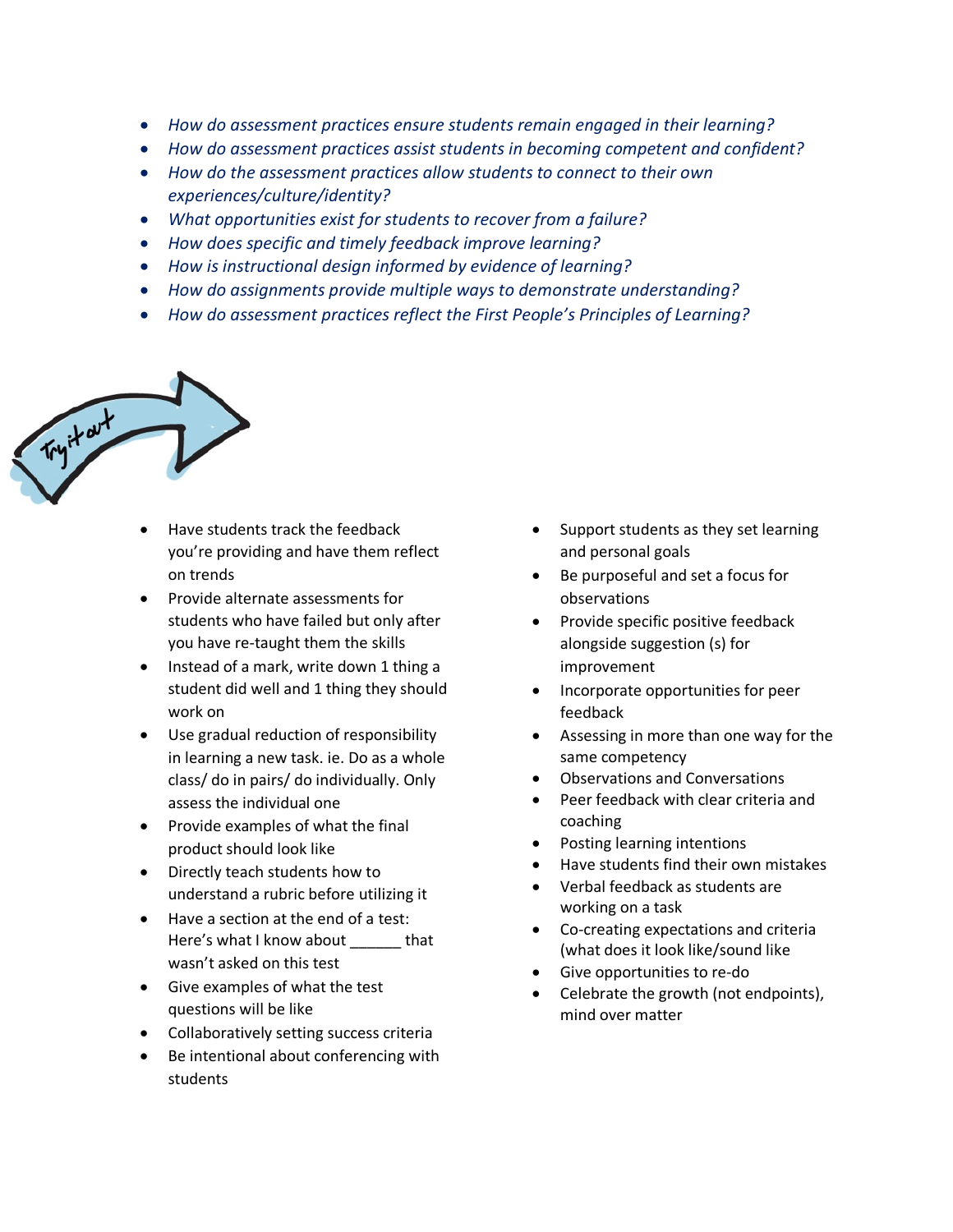- *How do assessment practices ensure students remain engaged in their learning?*
- *How do assessment practices assist students in becoming competent and confident?*
- *How do the assessment practices allow students to connect to their own experiences/culture/identity?*
- *What opportunities exist for students to recover from a failure?*
- *How does specific and timely feedback improve learning?*
- *How is instructional design informed by evidence of learning?*
- *How do assignments provide multiple ways to demonstrate understanding?*
- *How do assessment practices reflect the First People's Principles of Learning?*

Try it out

- Have students track the feedback you're providing and have them reflect on trends
- Provide alternate assessments for students who have failed but only after you have re-taught them the skills
- Instead of a mark, write down 1 thing a student did well and 1 thing they should work on
- Use gradual reduction of responsibility in learning a new task. ie. Do as a whole class/ do in pairs/ do individually. Only assess the individual one
- Provide examples of what the final product should look like
- Directly teach students how to understand a rubric before utilizing it
- Have a section at the end of a test: Here's what I know about ______ that wasn't asked on this test
- Give examples of what the test questions will be like
- Collaboratively setting success criteria
- Be intentional about conferencing with students
- Support students as they set learning and personal goals
- Be purposeful and set a focus for observations
- Provide specific positive feedback alongside suggestion (s) for improvement
- Incorporate opportunities for peer feedback
- Assessing in more than one way for the same competency
- Observations and Conversations
- Peer feedback with clear criteria and coaching
- Posting learning intentions
- Have students find their own mistakes
- Verbal feedback as students are working on a task
- Co-creating expectations and criteria (what does it look like/sound like
- Give opportunities to re-do
- Celebrate the growth (not endpoints), mind over matter